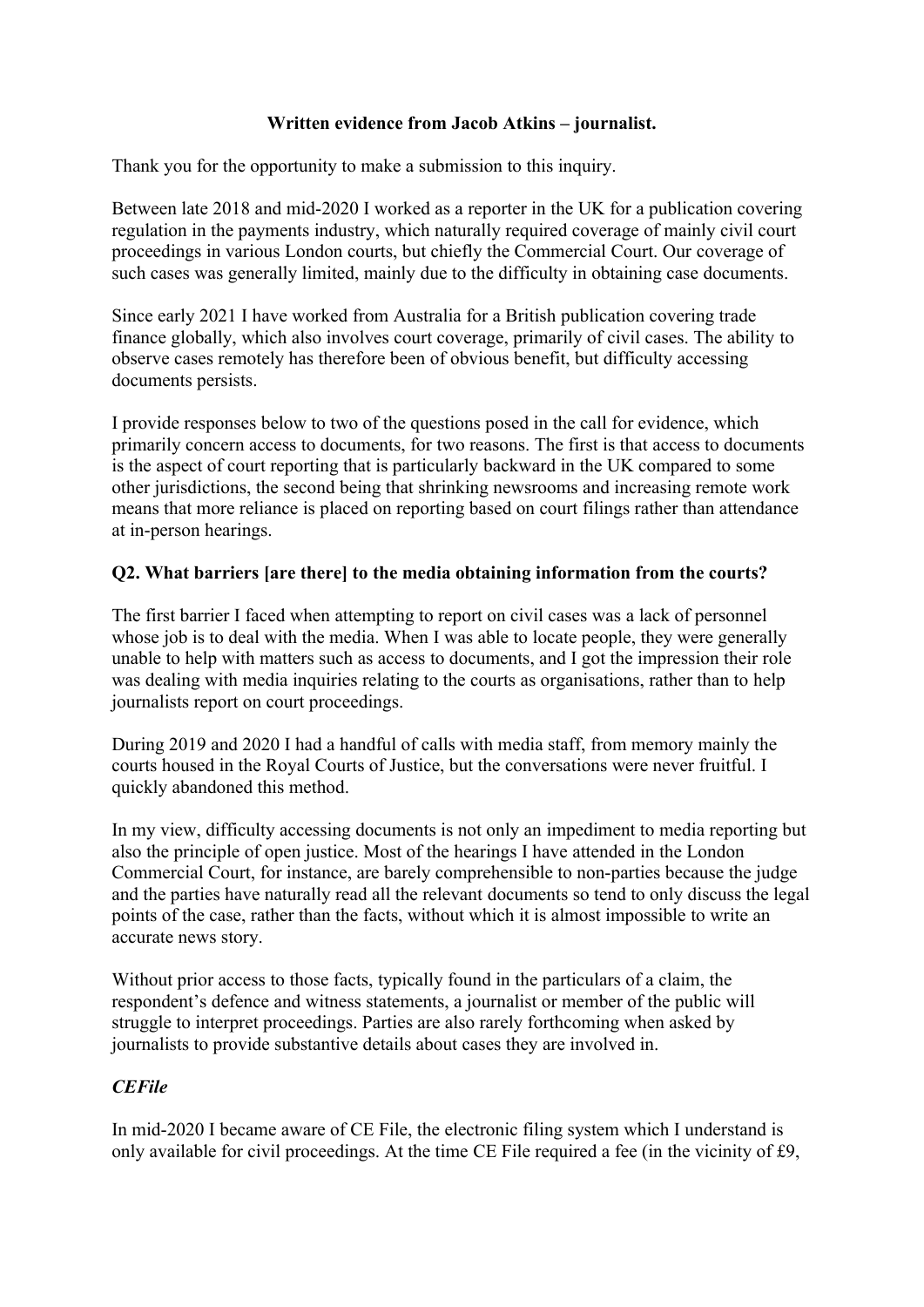**Written evidence from Jacob Atkins – journalist.**

Thank you for the opportunity to make a submission to this inquiry.

Between late 2018 and mid-2020 I worked as a reporter in the UK for a publication covering regulation in the payments industry, which naturally required coverage of mainly civil court proceedings in various London courts, but chiefly the Commercial Court. Our coverage of such cases was generally limited, mainly due to the difficulty in obtaining case documents.

Since early 2021 I have worked from Australia for a British publication covering trade finance globally, which also involves court coverage, primarily of civil cases. The ability to observe cases remotely has therefore been of obvious benefit, but difficulty accessing documents persists.

I provide responses below to two of the questions posed in the call for evidence, which primarily concern access to documents, for two reasons. The first is that access to documents is the aspect of court reporting that is particularly backward in the UK compared to some other jurisdictions, the second being that shrinking newsrooms and increasing remote work means that more reliance is placed on reporting based on court filings rather than attendance at in-person hearings.

**Q2. What barriers [are there] to the media obtaining information from the courts?**

The first barrier I faced when attempting to report on civil cases was a lack of personnel whose job is to deal with the media. When I was able to locate people, they were generally unable to help with matters such as access to documents, and I got the impression their role was dealing with media inquiries relating to the courts as organisations, rather than to help journalists report on court proceedings.

During 2019 and 2020 I had a handful of calls with media staff, from memory mainly the courts housed in the Royal Courts of Justice, but the conversations were never fruitful. I quickly abandoned this method.

In my view, difficulty accessing documents is not only an impediment to media reporting but also the principle of open justice. Most of the hearings I have attended in the London Commercial Court, for instance, are barely comprehensible to non-parties because the judge and the parties have naturally read all the relevant documents so tend to only discuss the legal points of the case, rather than the facts, without which it is almost impossible to write an accurate news story.

Without prior access to those facts, typically found in the particulars of a claim, the respondent's defence and witness statements, a journalist or member of the public will struggle to interpret proceedings. Parties are also rarely forthcoming when asked by journalists to provide substantive details about cases they are involved in.

***CEFile***

In mid-2020 I became aware of CE File, the electronic filing system which I understand is only available for civil proceedings. At the time CE File required a fee (in the vicinity of £9,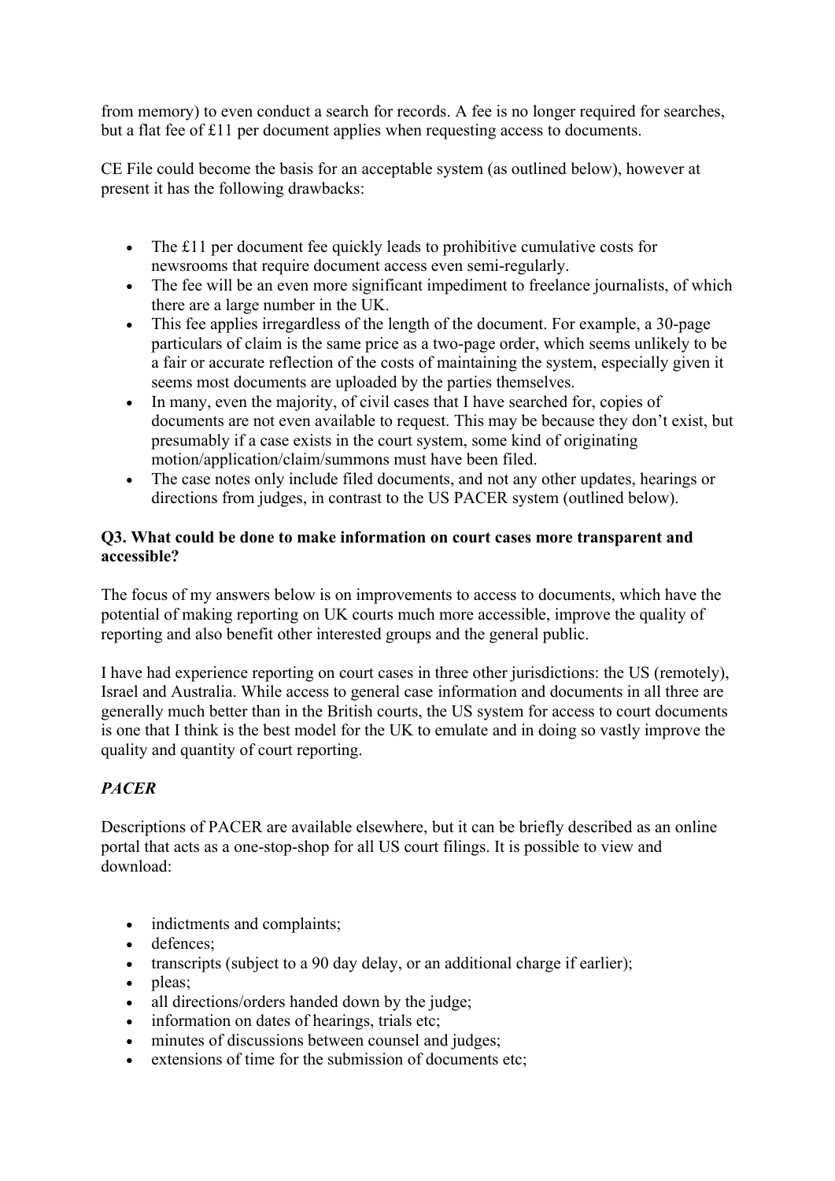from memory) to even conduct a search for records. A fee is no longer required for searches, but a flat fee of £11 per document applies when requesting access to documents.

CE File could become the basis for an acceptable system (as outlined below), however at present it has the following drawbacks:

- The £11 per document fee quickly leads to prohibitive cumulative costs for newsrooms that require document access even semi-regularly.
- The fee will be an even more significant impediment to freelance journalists, of which there are a large number in the UK.
- This fee applies irregardless of the length of the document. For example, a 30-page particulars of claim is the same price as a two-page order, which seems unlikely to be a fair or accurate reflection of the costs of maintaining the system, especially given it seems most documents are uploaded by the parties themselves.
- In many, even the majority, of civil cases that I have searched for, copies of documents are not even available to request. This may be because they don't exist, but presumably if a case exists in the court system, some kind of originating motion/application/claim/summons must have been filed.
- The case notes only include filed documents, and not any other updates, hearings or directions from judges, in contrast to the US PACER system (outlined below).

**Q3. What could be done to make information on court cases more transparent and accessible?**

The focus of my answers below is on improvements to access to documents, which have the potential of making reporting on UK courts much more accessible, improve the quality of reporting and also benefit other interested groups and the general public.

I have had experience reporting on court cases in three other jurisdictions: the US (remotely), Israel and Australia. While access to general case information and documents in all three are generally much better than in the British courts, the US system for access to court documents is one that I think is the best model for the UK to emulate and in doing so vastly improve the quality and quantity of court reporting.

***PACER***

Descriptions of PACER are available elsewhere, but it can be briefly described as an online portal that acts as a one-stop-shop for all US court filings. It is possible to view and download:

- indictments and complaints;
- defences;
- transcripts (subject to a 90 day delay, or an additional charge if earlier);
- pleas;
- all directions/orders handed down by the judge;
- information on dates of hearings, trials etc;
- minutes of discussions between counsel and judges;
- extensions of time for the submission of documents etc;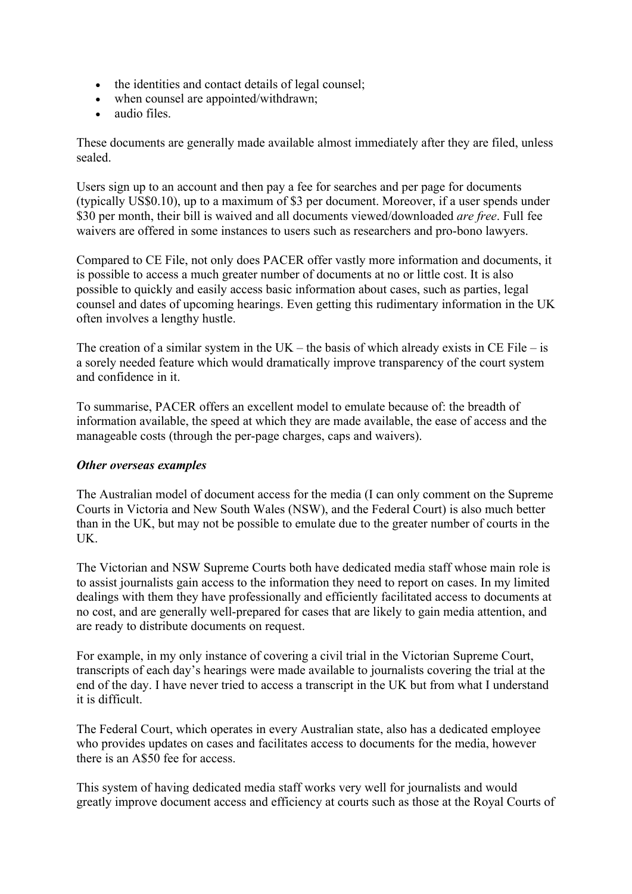- the identities and contact details of legal counsel;
- when counsel are appointed/withdrawn;
- audio files.

These documents are generally made available almost immediately after they are filed, unless sealed.

Users sign up to an account and then pay a fee for searches and per page for documents (typically US$0.10), up to a maximum of $3 per document. Moreover, if a user spends under $30 per month, their bill is waived and all documents viewed/downloaded *are free*. Full fee waivers are offered in some instances to users such as researchers and pro-bono lawyers.

Compared to CE File, not only does PACER offer vastly more information and documents, it is possible to access a much greater number of documents at no or little cost. It is also possible to quickly and easily access basic information about cases, such as parties, legal counsel and dates of upcoming hearings. Even getting this rudimentary information in the UK often involves a lengthy hustle.

The creation of a similar system in the UK – the basis of which already exists in CE File – is a sorely needed feature which would dramatically improve transparency of the court system and confidence in it.

To summarise, PACER offers an excellent model to emulate because of: the breadth of information available, the speed at which they are made available, the ease of access and the manageable costs (through the per-page charges, caps and waivers).

***Other overseas examples***

The Australian model of document access for the media (I can only comment on the Supreme Courts in Victoria and New South Wales (NSW), and the Federal Court) is also much better than in the UK, but may not be possible to emulate due to the greater number of courts in the UK.

The Victorian and NSW Supreme Courts both have dedicated media staff whose main role is to assist journalists gain access to the information they need to report on cases. In my limited dealings with them they have professionally and efficiently facilitated access to documents at no cost, and are generally well-prepared for cases that are likely to gain media attention, and are ready to distribute documents on request.

For example, in my only instance of covering a civil trial in the Victorian Supreme Court, transcripts of each day's hearings were made available to journalists covering the trial at the end of the day. I have never tried to access a transcript in the UK but from what I understand it is difficult.

The Federal Court, which operates in every Australian state, also has a dedicated employee who provides updates on cases and facilitates access to documents for the media, however there is an A$50 fee for access.

This system of having dedicated media staff works very well for journalists and would greatly improve document access and efficiency at courts such as those at the Royal Courts of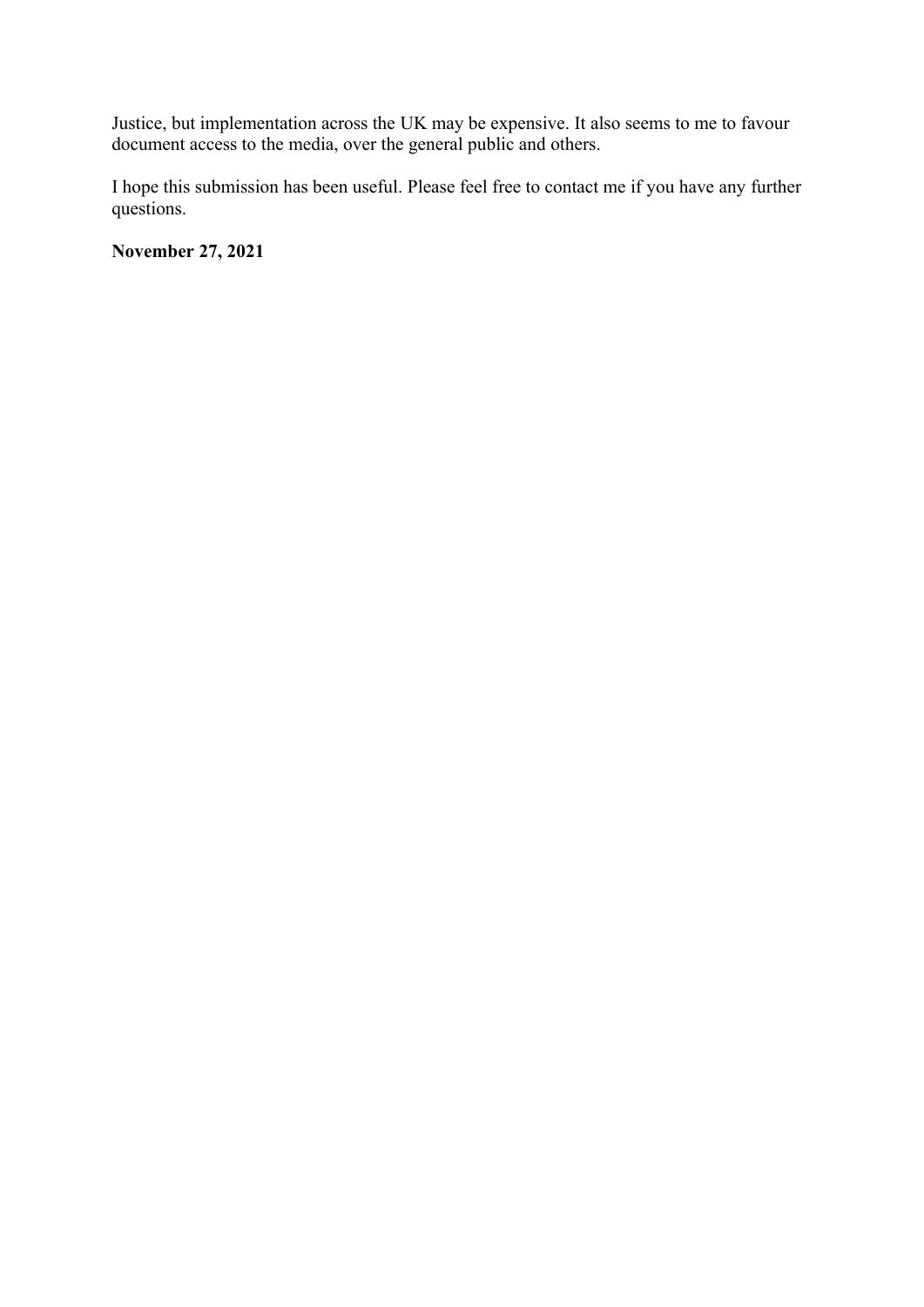Justice, but implementation across the UK may be expensive. It also seems to me to favour document access to the media, over the general public and others.

I hope this submission has been useful. Please feel free to contact me if you have any further questions.

**November 27, 2021**